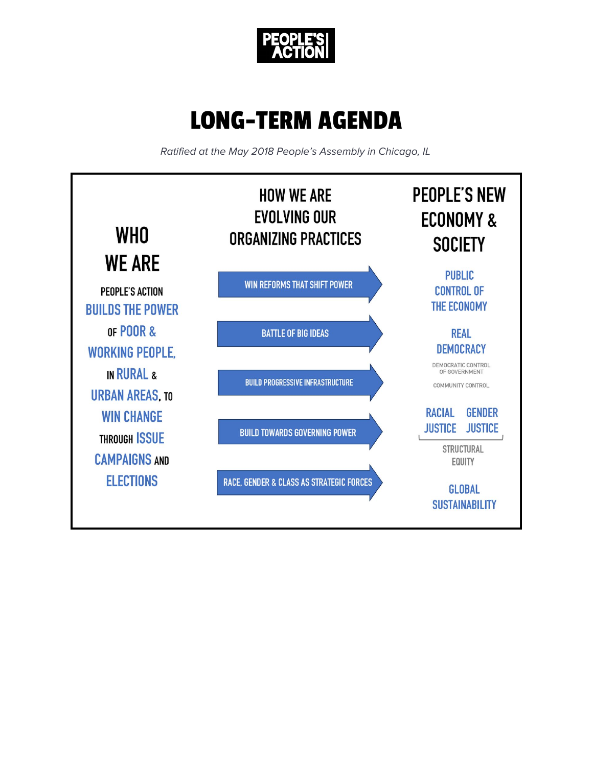PEOPLE'S ACTION

# LONG-TERM AGENDA

*Ratified at the May 2018 People's Assembly in Chicago, IL*

## WHO WE ARE

PEOPLE'S ACTION BUILDS THE POWER OF POOR & WORKING PEOPLE, IN RURAL & URBAN AREAS, TO WIN CHANGE THROUGH ISSUE CAMPAIGNS AND ELECTIONS

## HOW WE ARE EVOLVING OUR ORGANIZING PRACTICES

- WIN REFORMS THAT SHIFT POWER
- BATTLE OF BIG IDEAS
- BUILD PROGRESSIVE INFRASTRUCTURE
- BUILD TOWARDS GOVERNING POWER
- RACE, GENDER & CLASS AS STRATEGIC FORCES

## PEOPLE'S NEW ECONOMY & SOCIETY

- PUBLIC CONTROL OF THE ECONOMY
- REAL DEMOCRACY
  - DEMOCRATIC CONTROL OF GOVERNMENT
  - COMMUNITY CONTROL
- RACIAL JUSTICE, GENDER JUSTICE
  - STRUCTURAL EQUITY
- GLOBAL SUSTAINABILITY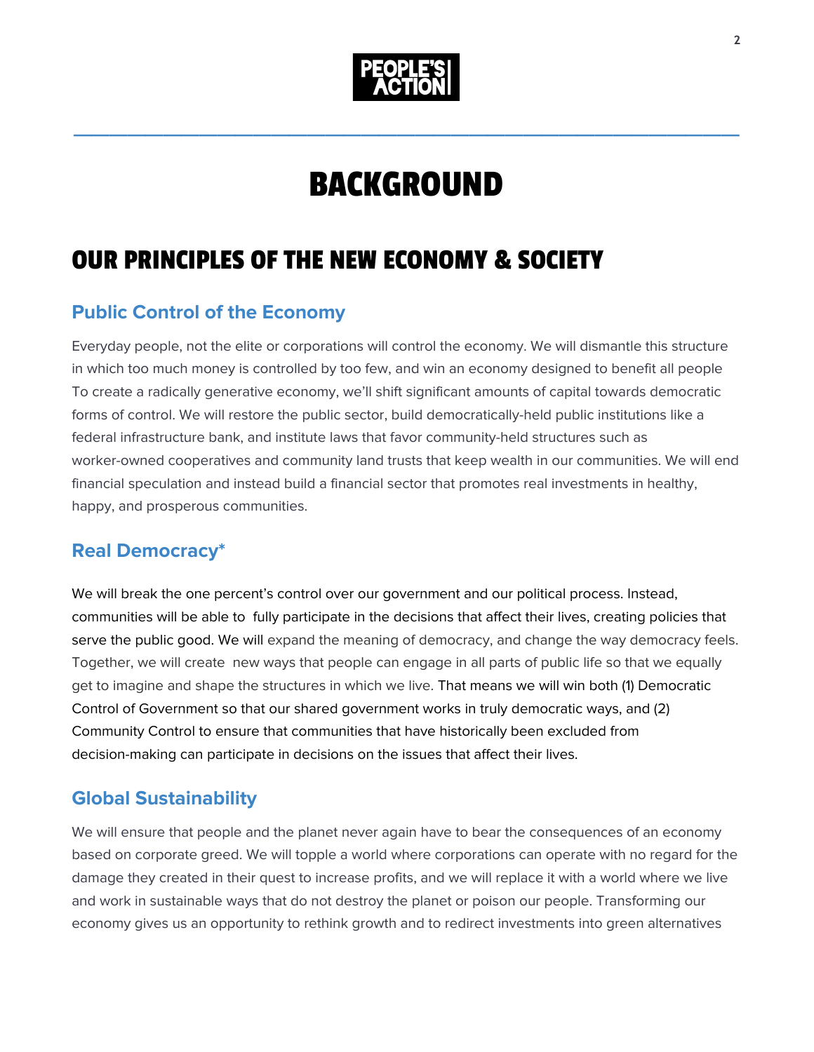# BACKGROUND

## OUR PRINCIPLES OF THE NEW ECONOMY & SOCIETY

### Public Control of the Economy

Everyday people, not the elite or corporations will control the economy. We will dismantle this structure in which too much money is controlled by too few, and win an economy designed to benefit all people To create a radically generative economy, we'll shift significant amounts of capital towards democratic forms of control. We will restore the public sector, build democratically-held public institutions like a federal infrastructure bank, and institute laws that favor community-held structures such as worker-owned cooperatives and community land trusts that keep wealth in our communities. We will end financial speculation and instead build a financial sector that promotes real investments in healthy, happy, and prosperous communities.

### Real Democracy*

We will break the one percent's control over our government and our political process. Instead, communities will be able to fully participate in the decisions that affect their lives, creating policies that serve the public good. We will expand the meaning of democracy, and change the way democracy feels. Together, we will create new ways that people can engage in all parts of public life so that we equally get to imagine and shape the structures in which we live. That means we will win both (1) Democratic Control of Government so that our shared government works in truly democratic ways, and (2) Community Control to ensure that communities that have historically been excluded from decision-making can participate in decisions on the issues that affect their lives.

### Global Sustainability

We will ensure that people and the planet never again have to bear the consequences of an economy based on corporate greed. We will topple a world where corporations can operate with no regard for the damage they created in their quest to increase profits, and we will replace it with a world where we live and work in sustainable ways that do not destroy the planet or poison our people. Transforming our economy gives us an opportunity to rethink growth and to redirect investments into green alternatives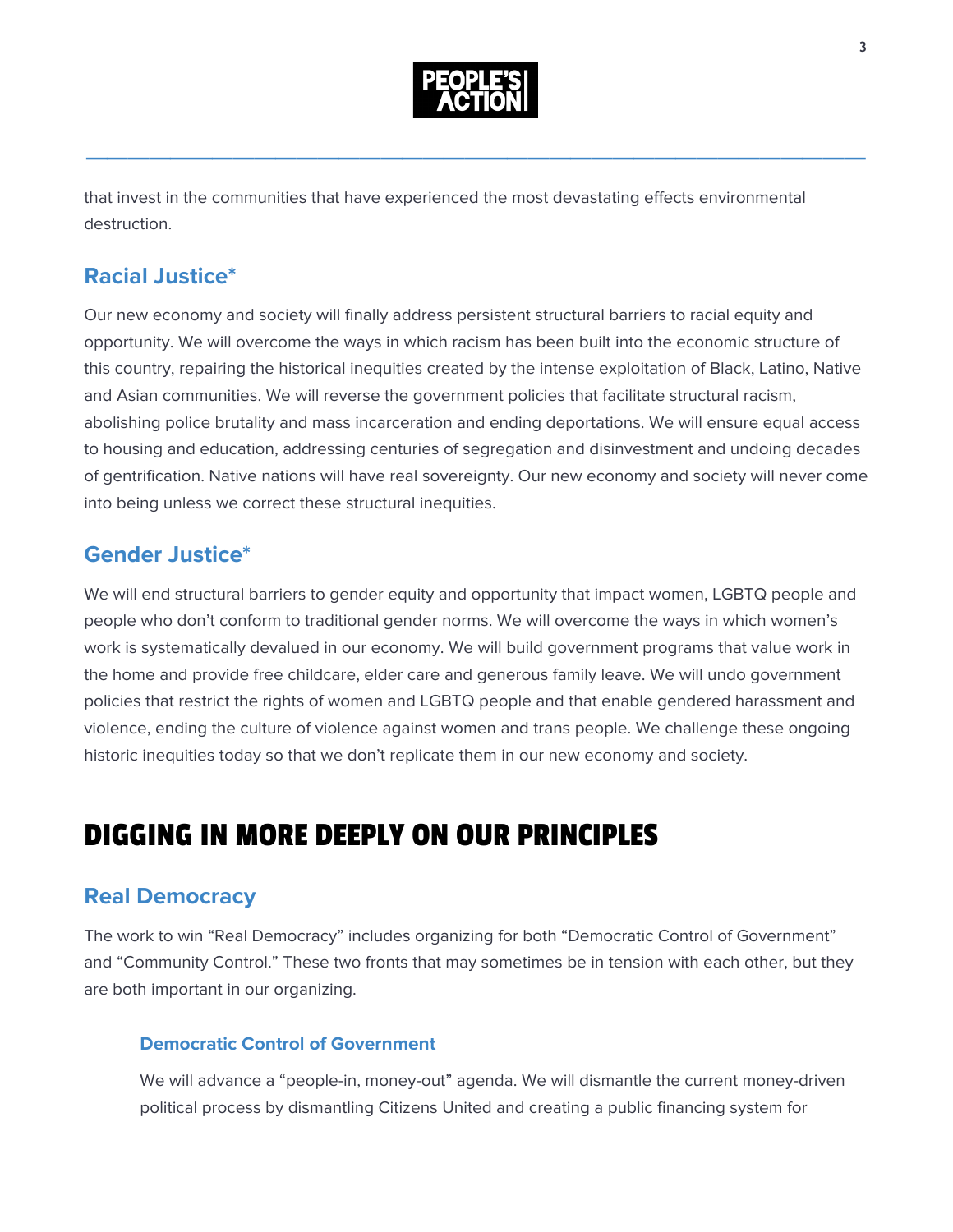that invest in the communities that have experienced the most devastating effects environmental destruction.

### Racial Justice*

Our new economy and society will finally address persistent structural barriers to racial equity and opportunity. We will overcome the ways in which racism has been built into the economic structure of this country, repairing the historical inequities created by the intense exploitation of Black, Latino, Native and Asian communities. We will reverse the government policies that facilitate structural racism, abolishing police brutality and mass incarceration and ending deportations. We will ensure equal access to housing and education, addressing centuries of segregation and disinvestment and undoing decades of gentrification. Native nations will have real sovereignty. Our new economy and society will never come into being unless we correct these structural inequities.

### Gender Justice*

We will end structural barriers to gender equity and opportunity that impact women, LGBTQ people and people who don't conform to traditional gender norms. We will overcome the ways in which women's work is systematically devalued in our economy. We will build government programs that value work in the home and provide free childcare, elder care and generous family leave. We will undo government policies that restrict the rights of women and LGBTQ people and that enable gendered harassment and violence, ending the culture of violence against women and trans people. We challenge these ongoing historic inequities today so that we don't replicate them in our new economy and society.

## DIGGING IN MORE DEEPLY ON OUR PRINCIPLES

### Real Democracy

The work to win "Real Democracy" includes organizing for both "Democratic Control of Government" and "Community Control." These two fronts that may sometimes be in tension with each other, but they are both important in our organizing.

#### Democratic Control of Government

We will advance a "people-in, money-out" agenda. We will dismantle the current money-driven political process by dismantling Citizens United and creating a public financing system for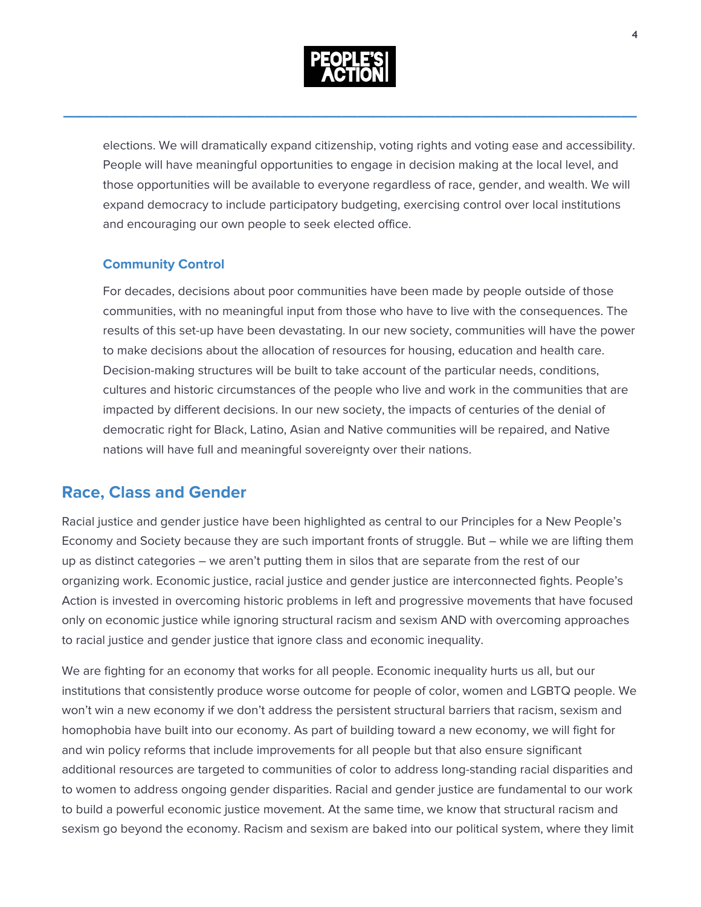elections. We will dramatically expand citizenship, voting rights and voting ease and accessibility. People will have meaningful opportunities to engage in decision making at the local level, and those opportunities will be available to everyone regardless of race, gender, and wealth. We will expand democracy to include participatory budgeting, exercising control over local institutions and encouraging our own people to seek elected office.

### Community Control

For decades, decisions about poor communities have been made by people outside of those communities, with no meaningful input from those who have to live with the consequences. The results of this set-up have been devastating. In our new society, communities will have the power to make decisions about the allocation of resources for housing, education and health care. Decision-making structures will be built to take account of the particular needs, conditions, cultures and historic circumstances of the people who live and work in the communities that are impacted by different decisions. In our new society, the impacts of centuries of the denial of democratic right for Black, Latino, Asian and Native communities will be repaired, and Native nations will have full and meaningful sovereignty over their nations.

## Race, Class and Gender

Racial justice and gender justice have been highlighted as central to our Principles for a New People's Economy and Society because they are such important fronts of struggle. But – while we are lifting them up as distinct categories – we aren't putting them in silos that are separate from the rest of our organizing work. Economic justice, racial justice and gender justice are interconnected fights. People's Action is invested in overcoming historic problems in left and progressive movements that have focused only on economic justice while ignoring structural racism and sexism AND with overcoming approaches to racial justice and gender justice that ignore class and economic inequality.

We are fighting for an economy that works for all people. Economic inequality hurts us all, but our institutions that consistently produce worse outcome for people of color, women and LGBTQ people. We won't win a new economy if we don't address the persistent structural barriers that racism, sexism and homophobia have built into our economy. As part of building toward a new economy, we will fight for and win policy reforms that include improvements for all people but that also ensure significant additional resources are targeted to communities of color to address long-standing racial disparities and to women to address ongoing gender disparities. Racial and gender justice are fundamental to our work to build a powerful economic justice movement. At the same time, we know that structural racism and sexism go beyond the economy. Racism and sexism are baked into our political system, where they limit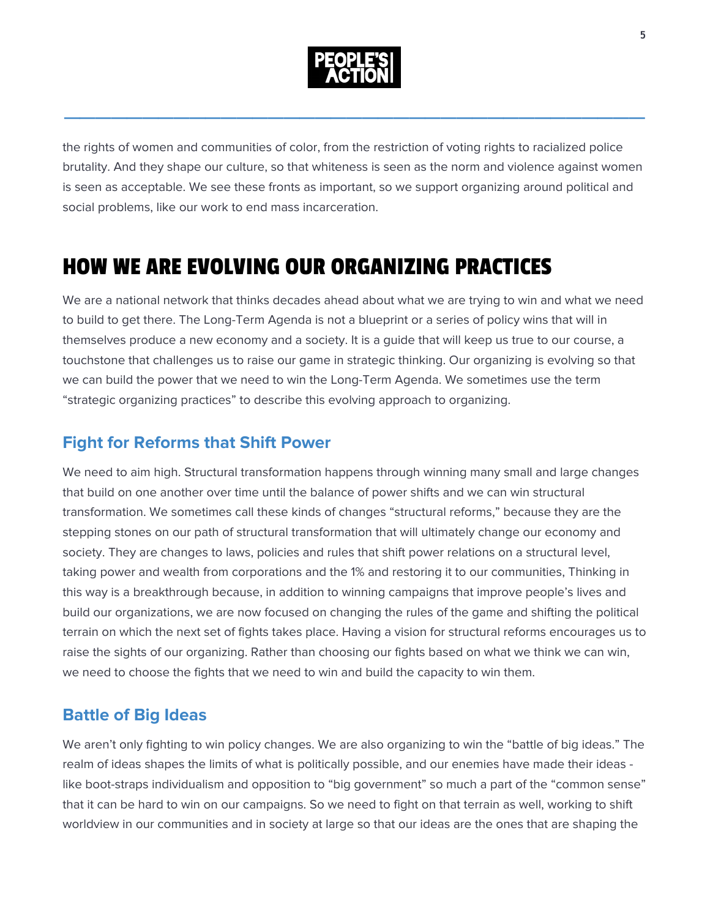the rights of women and communities of color, from the restriction of voting rights to racialized police brutality. And they shape our culture, so that whiteness is seen as the norm and violence against women is seen as acceptable. We see these fronts as important, so we support organizing around political and social problems, like our work to end mass incarceration.

# HOW WE ARE EVOLVING OUR ORGANIZING PRACTICES

We are a national network that thinks decades ahead about what we are trying to win and what we need to build to get there. The Long-Term Agenda is not a blueprint or a series of policy wins that will in themselves produce a new economy and a society. It is a guide that will keep us true to our course, a touchstone that challenges us to raise our game in strategic thinking. Our organizing is evolving so that we can build the power that we need to win the Long-Term Agenda. We sometimes use the term "strategic organizing practices" to describe this evolving approach to organizing.

## Fight for Reforms that Shift Power

We need to aim high. Structural transformation happens through winning many small and large changes that build on one another over time until the balance of power shifts and we can win structural transformation. We sometimes call these kinds of changes "structural reforms," because they are the stepping stones on our path of structural transformation that will ultimately change our economy and society. They are changes to laws, policies and rules that shift power relations on a structural level, taking power and wealth from corporations and the 1% and restoring it to our communities, Thinking in this way is a breakthrough because, in addition to winning campaigns that improve people's lives and build our organizations, we are now focused on changing the rules of the game and shifting the political terrain on which the next set of fights takes place. Having a vision for structural reforms encourages us to raise the sights of our organizing. Rather than choosing our fights based on what we think we can win, we need to choose the fights that we need to win and build the capacity to win them.

## Battle of Big Ideas

We aren't only fighting to win policy changes. We are also organizing to win the "battle of big ideas." The realm of ideas shapes the limits of what is politically possible, and our enemies have made their ideas - like boot-straps individualism and opposition to "big government" so much a part of the "common sense" that it can be hard to win on our campaigns. So we need to fight on that terrain as well, working to shift worldview in our communities and in society at large so that our ideas are the ones that are shaping the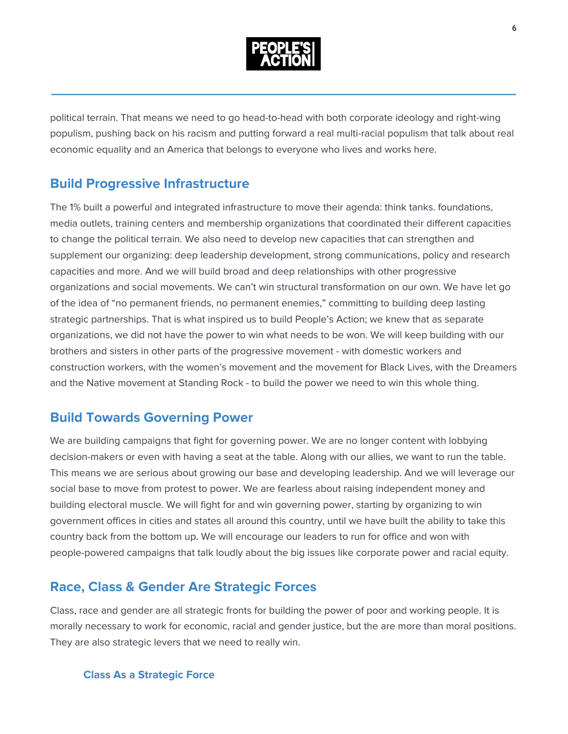political terrain. That means we need to go head-to-head with both corporate ideology and right-wing populism, pushing back on his racism and putting forward a real multi-racial populism that talk about real economic equality and an America that belongs to everyone who lives and works here.

## Build Progressive Infrastructure

The 1% built a powerful and integrated infrastructure to move their agenda: think tanks. foundations, media outlets, training centers and membership organizations that coordinated their different capacities to change the political terrain. We also need to develop new capacities that can strengthen and supplement our organizing: deep leadership development, strong communications, policy and research capacities and more. And we will build broad and deep relationships with other progressive organizations and social movements. We can't win structural transformation on our own. We have let go of the idea of "no permanent friends, no permanent enemies," committing to building deep lasting strategic partnerships. That is what inspired us to build People's Action; we knew that as separate organizations, we did not have the power to win what needs to be won. We will keep building with our brothers and sisters in other parts of the progressive movement - with domestic workers and construction workers, with the women's movement and the movement for Black Lives, with the Dreamers and the Native movement at Standing Rock - to build the power we need to win this whole thing.

## Build Towards Governing Power

We are building campaigns that fight for governing power. We are no longer content with lobbying decision-makers or even with having a seat at the table. Along with our allies, we want to run the table. This means we are serious about growing our base and developing leadership. And we will leverage our social base to move from protest to power. We are fearless about raising independent money and building electoral muscle. We will fight for and win governing power, starting by organizing to win government offices in cities and states all around this country, until we have built the ability to take this country back from the bottom up. We will encourage our leaders to run for office and won with people-powered campaigns that talk loudly about the big issues like corporate power and racial equity.

## Race, Class & Gender Are Strategic Forces

Class, race and gender are all strategic fronts for building the power of poor and working people. It is morally necessary to work for economic, racial and gender justice, but the are more than moral positions. They are also strategic levers that we need to really win.

### Class As a Strategic Force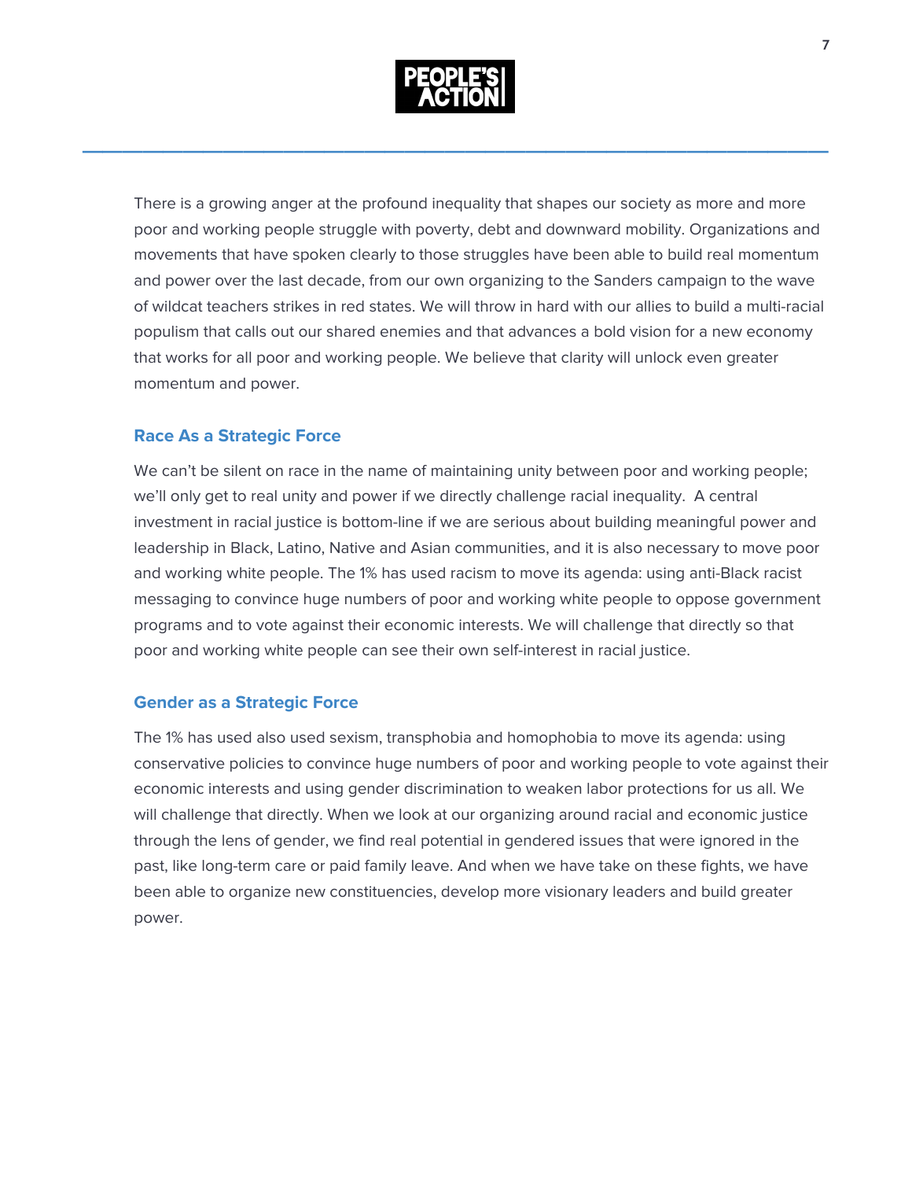There is a growing anger at the profound inequality that shapes our society as more and more poor and working people struggle with poverty, debt and downward mobility. Organizations and movements that have spoken clearly to those struggles have been able to build real momentum and power over the last decade, from our own organizing to the Sanders campaign to the wave of wildcat teachers strikes in red states. We will throw in hard with our allies to build a multi-racial populism that calls out our shared enemies and that advances a bold vision for a new economy that works for all poor and working people. We believe that clarity will unlock even greater momentum and power.

### Race As a Strategic Force

We can't be silent on race in the name of maintaining unity between poor and working people; we'll only get to real unity and power if we directly challenge racial inequality. A central investment in racial justice is bottom-line if we are serious about building meaningful power and leadership in Black, Latino, Native and Asian communities, and it is also necessary to move poor and working white people. The 1% has used racism to move its agenda: using anti-Black racist messaging to convince huge numbers of poor and working white people to oppose government programs and to vote against their economic interests. We will challenge that directly so that poor and working white people can see their own self-interest in racial justice.

### Gender as a Strategic Force

The 1% has used also used sexism, transphobia and homophobia to move its agenda: using conservative policies to convince huge numbers of poor and working people to vote against their economic interests and using gender discrimination to weaken labor protections for us all. We will challenge that directly. When we look at our organizing around racial and economic justice through the lens of gender, we find real potential in gendered issues that were ignored in the past, like long-term care or paid family leave. And when we have take on these fights, we have been able to organize new constituencies, develop more visionary leaders and build greater power.